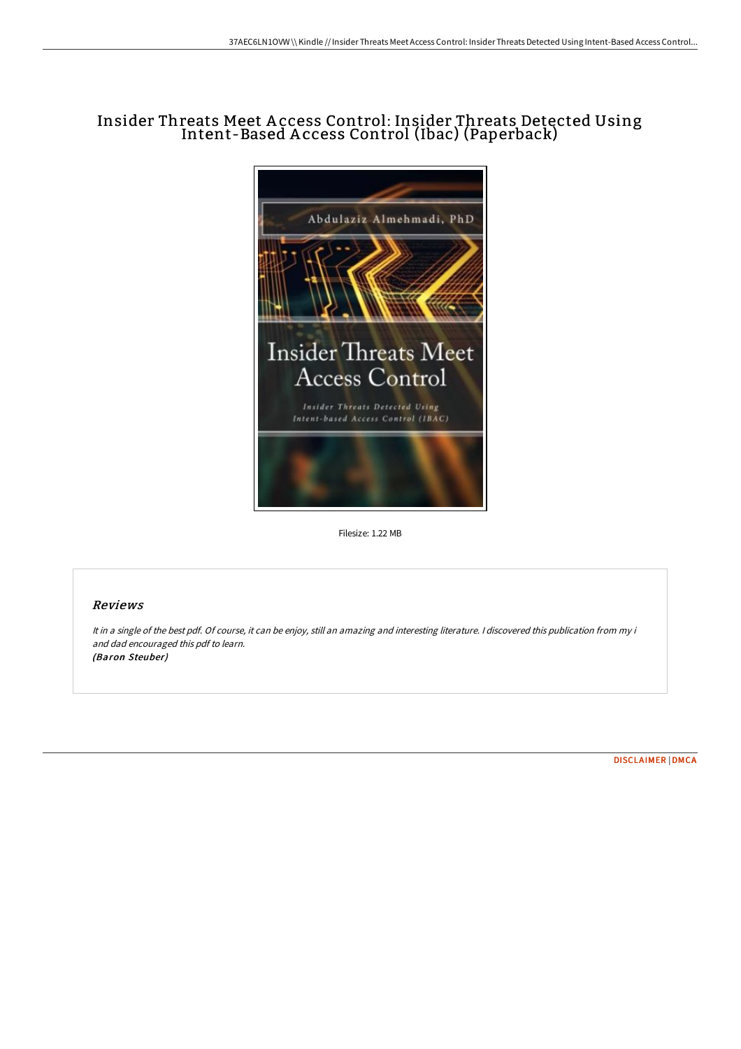# Insider Threats Meet Access Control: Insider Threats Detected Using Intent-Based Access Control (Ibac) (Paperback)

Filesize: 1.22 MB

## *Reviews*

*It in a single of the best pdf. Of course, it can be enjoy, still an amazing and interesting literature. I discovered this publication from my i and dad encouraged this pdf to learn.*
***(Baron Steuber)***

DISCLAIMER | DMCA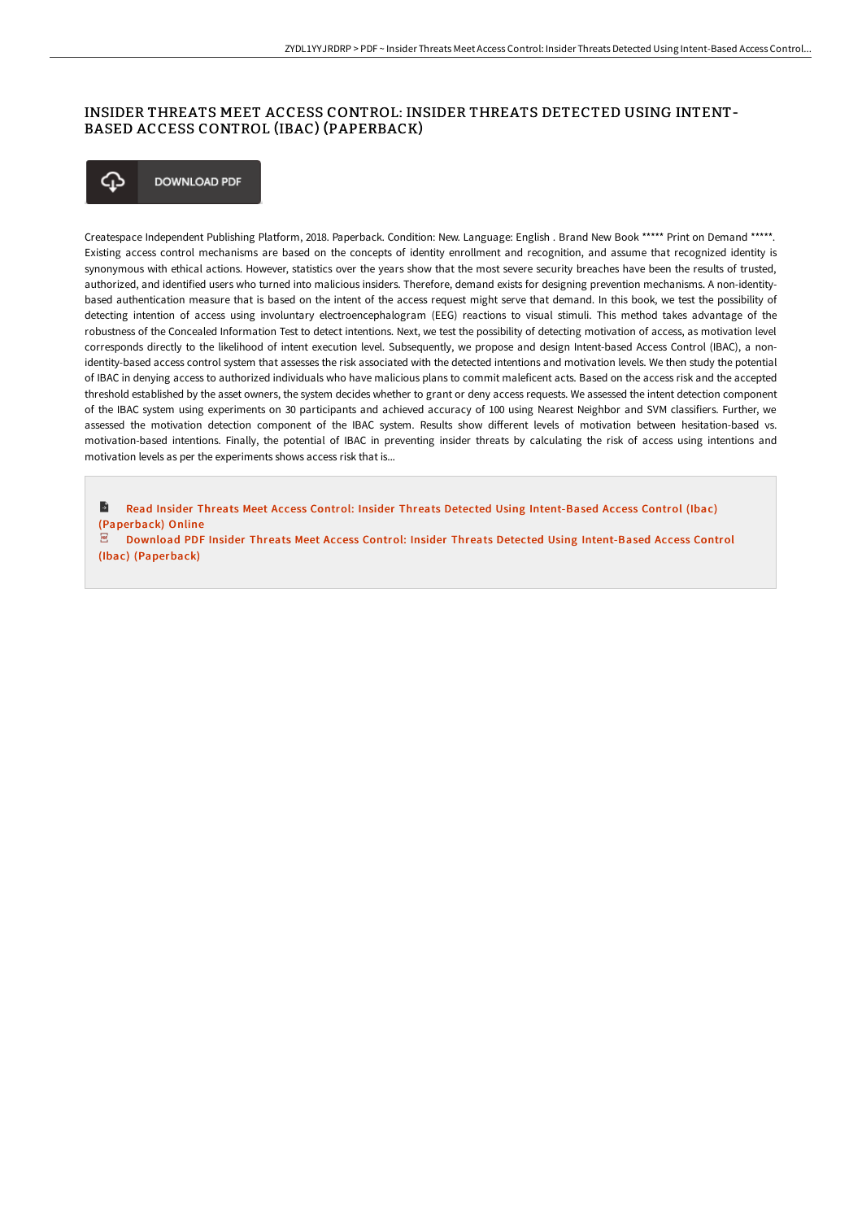# INSIDER THREATS MEET ACCESS CONTROL: INSIDER THREATS DETECTED USING INTENT-BASED ACCESS CONTROL (IBAC) (PAPERBACK)

DOWNLOAD PDF

Createspace Independent Publishing Platform, 2018. Paperback. Condition: New. Language: English . Brand New Book ***** Print on Demand *****. Existing access control mechanisms are based on the concepts of identity enrollment and recognition, and assume that recognized identity is synonymous with ethical actions. However, statistics over the years show that the most severe security breaches have been the results of trusted, authorized, and identified users who turned into malicious insiders. Therefore, demand exists for designing prevention mechanisms. A non-identity-based authentication measure that is based on the intent of the access request might serve that demand. In this book, we test the possibility of detecting intention of access using involuntary electroencephalogram (EEG) reactions to visual stimuli. This method takes advantage of the robustness of the Concealed Information Test to detect intentions. Next, we test the possibility of detecting motivation of access, as motivation level corresponds directly to the likelihood of intent execution level. Subsequently, we propose and design Intent-based Access Control (IBAC), a non-identity-based access control system that assesses the risk associated with the detected intentions and motivation levels. We then study the potential of IBAC in denying access to authorized individuals who have malicious plans to commit maleficent acts. Based on the access risk and the accepted threshold established by the asset owners, the system decides whether to grant or deny access requests. We assessed the intent detection component of the IBAC system using experiments on 30 participants and achieved accuracy of 100 using Nearest Neighbor and SVM classifiers. Further, we assessed the motivation detection component of the IBAC system. Results show different levels of motivation between hesitation-based vs. motivation-based intentions. Finally, the potential of IBAC in preventing insider threats by calculating the risk of access using intentions and motivation levels as per the experiments shows access risk that is...

Read Insider Threats Meet Access Control: Insider Threats Detected Using Intent-Based Access Control (Ibac) (Paperback) Online

Download PDF Insider Threats Meet Access Control: Insider Threats Detected Using Intent-Based Access Control (Ibac) (Paperback)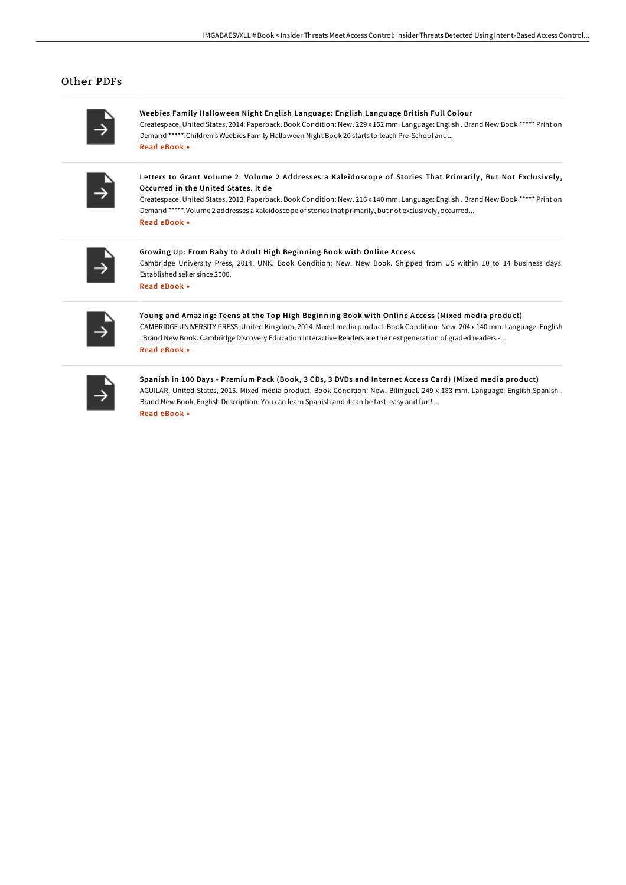## Other PDFs

**Weebies Family Halloween Night English Language: English Language British Full Colour**
Createspace, United States, 2014. Paperback. Book Condition: New. 229 x 152 mm. Language: English . Brand New Book ***** Print on Demand *****.Children s Weebies Family Halloween Night Book 20 starts to teach Pre-School and...
Read eBook »

**Letters to Grant Volume 2: Volume 2 Addresses a Kaleidoscope of Stories That Primarily, But Not Exclusively, Occurred in the United States. It de**
Createspace, United States, 2013. Paperback. Book Condition: New. 216 x 140 mm. Language: English . Brand New Book ***** Print on Demand *****.Volume 2 addresses a kaleidoscope of stories that primarily, but not exclusively, occurred...
Read eBook »

**Growing Up: From Baby to Adult High Beginning Book with Online Access**
Cambridge University Press, 2014. UNK. Book Condition: New. New Book. Shipped from US within 10 to 14 business days. Established seller since 2000.
Read eBook »

**Young and Amazing: Teens at the Top High Beginning Book with Online Access (Mixed media product)**
CAMBRIDGE UNIVERSITY PRESS, United Kingdom, 2014. Mixed media product. Book Condition: New. 204 x 140 mm. Language: English . Brand New Book. Cambridge Discovery Education Interactive Readers are the next generation of graded readers -...
Read eBook »

**Spanish in 100 Days - Premium Pack (Book, 3 CDs, 3 DVDs and Internet Access Card) (Mixed media product)**
AGUILAR, United States, 2015. Mixed media product. Book Condition: New. Bilingual. 249 x 183 mm. Language: English,Spanish . Brand New Book. English Description: You can learn Spanish and it can be fast, easy and fun!...
Read eBook »